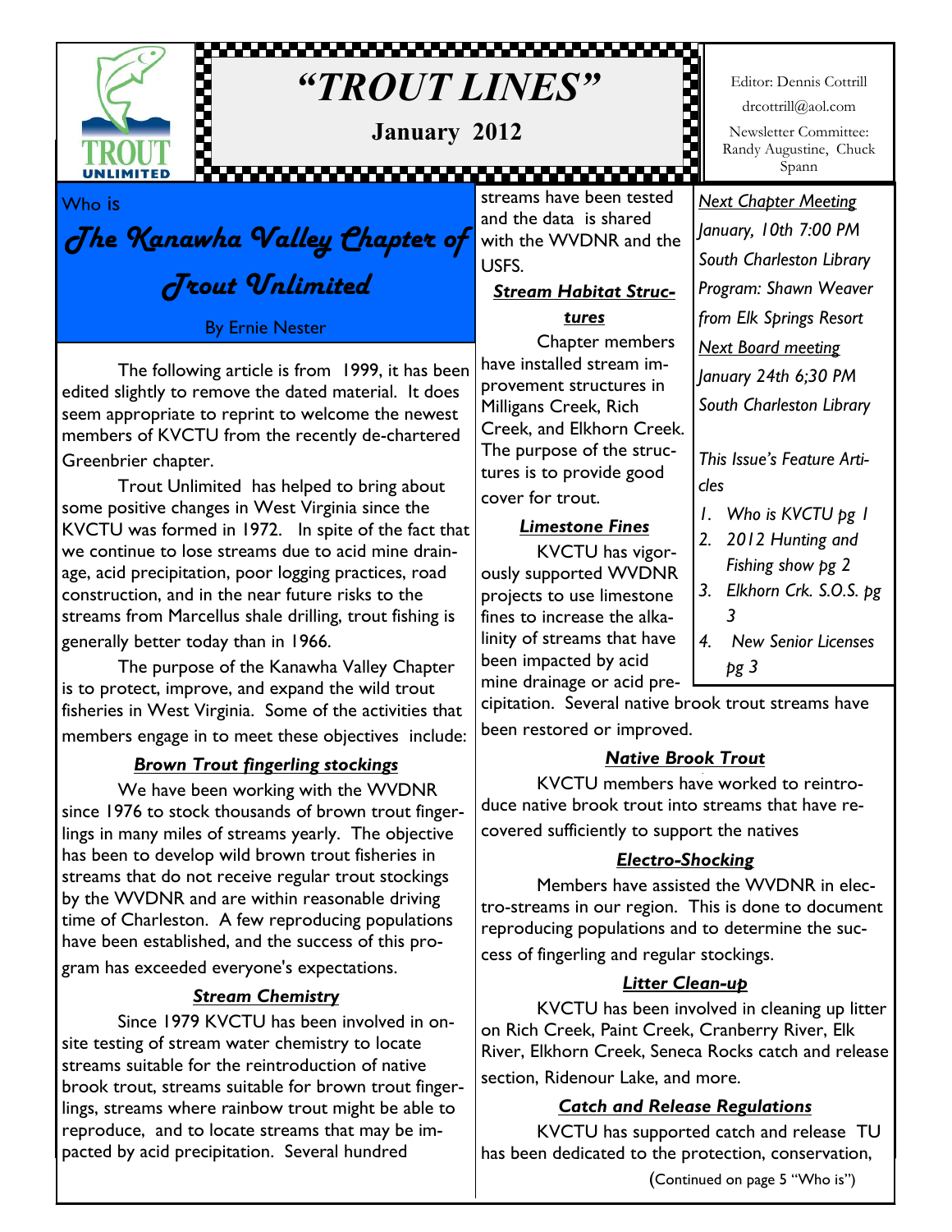# "TROUT LINES"

**January 2012**

Editor: Dennis Cottrill

drcottrill@aol.com

Newsletter Committee: Randy Augustine, Chuck Spann

*Next Chapter Meeting*

*January, 10th 7:00 PM*

*South Charleston Library*

*Program: Shawn Weaver from Elk Springs Resort*

*Next Board meeting*

*January 24th 6;30 PM*

*South Charleston Library*

*This Issue's Feature Articles*

1. *Who is KVCTU pg 1*
2. *2012 Hunting and Fishing show pg 2*
3. *Elkhorn Crk. S.O.S. pg 3*
4. *New Senior Licenses pg 3*

## Who is *The Kanawha Valley Chapter of Trout Unlimited*

By Ernie Nester

The following article is from 1999, it has been edited slightly to remove the dated material. It does seem appropriate to reprint to welcome the newest members of KVCTU from the recently de-chartered Greenbrier chapter.

Trout Unlimited has helped to bring about some positive changes in West Virginia since the KVCTU was formed in 1972. In spite of the fact that we continue to lose streams due to acid mine drainage, acid precipitation, poor logging practices, road construction, and in the near future risks to the streams from Marcellus shale drilling, trout fishing is generally better today than in 1966.

The purpose of the Kanawha Valley Chapter is to protect, improve, and expand the wild trout fisheries in West Virginia. Some of the activities that members engage in to meet these objectives include:

### *Brown Trout fingerling stockings*

We have been working with the WVDNR since 1976 to stock thousands of brown trout fingerlings in many miles of streams yearly. The objective has been to develop wild brown trout fisheries in streams that do not receive regular trout stockings by the WVDNR and are within reasonable driving time of Charleston. A few reproducing populations have been established, and the success of this program has exceeded everyone's expectations.

### *Stream Chemistry*

Since 1979 KVCTU has been involved in on-site testing of stream water chemistry to locate streams suitable for the reintroduction of native brook trout, streams suitable for brown trout fingerlings, streams where rainbow trout might be able to reproduce, and to locate streams that may be impacted by acid precipitation. Several hundred streams have been tested and the data is shared with the WVDNR and the USFS.

### *Stream Habitat Structures*

Chapter members have installed stream improvement structures in Milligans Creek, Rich Creek, and Elkhorn Creek. The purpose of the structures is to provide good cover for trout.

### *Limestone Fines*

KVCTU has vigorously supported WVDNR projects to use limestone fines to increase the alkalinity of streams that have been impacted by acid mine drainage or acid precipitation. Several native brook trout streams have been restored or improved.

### *Native Brook Trout*

KVCTU members have worked to reintroduce native brook trout into streams that have recovered sufficiently to support the natives

### *Electro-Shocking*

Members have assisted the WVDNR in electro-streams in our region. This is done to document reproducing populations and to determine the success of fingerling and regular stockings.

### *Litter Clean-up*

KVCTU has been involved in cleaning up litter on Rich Creek, Paint Creek, Cranberry River, Elk River, Elkhorn Creek, Seneca Rocks catch and release section, Ridenour Lake, and more.

### *Catch and Release Regulations*

KVCTU has supported catch and release TU has been dedicated to the protection, conservation,

(Continued on page 5 "Who is")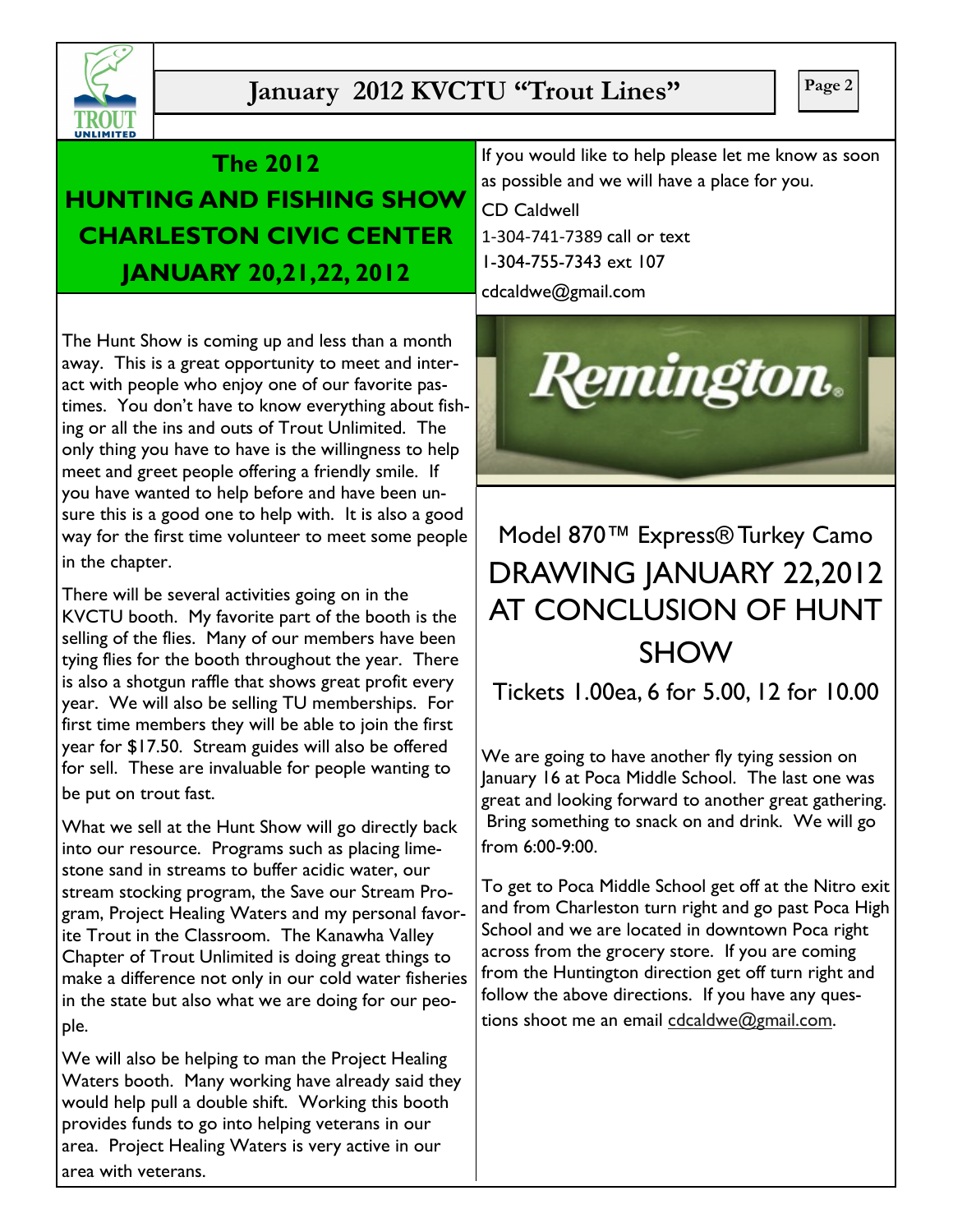## The 2012 HUNTING AND FISHING SHOW CHARLESTON CIVIC CENTER JANUARY 20,21,22, 2012

The Hunt Show is coming up and less than a month away. This is a great opportunity to meet and interact with people who enjoy one of our favorite pastimes. You don't have to know everything about fishing or all the ins and outs of Trout Unlimited. The only thing you have to have is the willingness to help meet and greet people offering a friendly smile. If you have wanted to help before and have been unsure this is a good one to help with. It is also a good way for the first time volunteer to meet some people in the chapter.

There will be several activities going on in the KVCTU booth. My favorite part of the booth is the selling of the flies. Many of our members have been tying flies for the booth throughout the year. There is also a shotgun raffle that shows great profit every year. We will also be selling TU memberships. For first time members they will be able to join the first year for $17.50. Stream guides will also be offered for sell. These are invaluable for people wanting to be put on trout fast.

What we sell at the Hunt Show will go directly back into our resource. Programs such as placing limestone sand in streams to buffer acidic water, our stream stocking program, the Save our Stream Program, Project Healing Waters and my personal favorite Trout in the Classroom. The Kanawha Valley Chapter of Trout Unlimited is doing great things to make a difference not only in our cold water fisheries in the state but also what we are doing for our people.

We will also be helping to man the Project Healing Waters booth. Many working have already said they would help pull a double shift. Working this booth provides funds to go into helping veterans in our area. Project Healing Waters is very active in our area with veterans.

If you would like to help please let me know as soon as possible and we will have a place for you.

CD Caldwell
1-304-741-7389 call or text
1-304-755-7343 ext 107
cdcaldwe@gmail.com

**Remington.**

Model 870™ Express® Turkey Camo

DRAWING JANUARY 22,2012 AT CONCLUSION OF HUNT SHOW

Tickets 1.00ea, 6 for 5.00, 12 for 10.00

We are going to have another fly tying session on January 16 at Poca Middle School. The last one was great and looking forward to another great gathering. Bring something to snack on and drink. We will go from 6:00-9:00.

To get to Poca Middle School get off at the Nitro exit and from Charleston turn right and go past Poca High School and we are located in downtown Poca right across from the grocery store. If you are coming from the Huntington direction get off turn right and follow the above directions. If you have any questions shoot me an email cdcaldwe@gmail.com.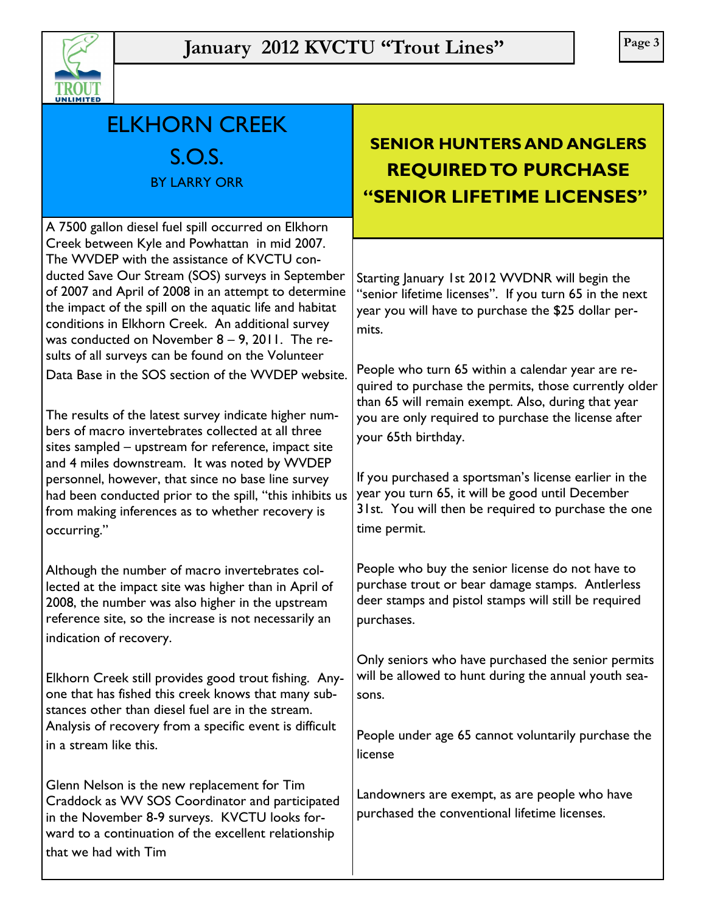# ELKHORN CREEK S.O.S.

BY LARRY ORR

A 7500 gallon diesel fuel spill occurred on Elkhorn Creek between Kyle and Powhattan in mid 2007. The WVDEP with the assistance of KVCTU conducted Save Our Stream (SOS) surveys in September of 2007 and April of 2008 in an attempt to determine the impact of the spill on the aquatic life and habitat conditions in Elkhorn Creek. An additional survey was conducted on November 8 – 9, 2011. The results of all surveys can be found on the Volunteer Data Base in the SOS section of the WVDEP website.

The results of the latest survey indicate higher numbers of macro invertebrates collected at all three sites sampled – upstream for reference, impact site and 4 miles downstream. It was noted by WVDEP personnel, however, that since no base line survey had been conducted prior to the spill, "this inhibits us from making inferences as to whether recovery is occurring."

Although the number of macro invertebrates collected at the impact site was higher than in April of 2008, the number was also higher in the upstream reference site, so the increase is not necessarily an indication of recovery.

Elkhorn Creek still provides good trout fishing. Anyone that has fished this creek knows that many substances other than diesel fuel are in the stream. Analysis of recovery from a specific event is difficult in a stream like this.

Glenn Nelson is the new replacement for Tim Craddock as WV SOS Coordinator and participated in the November 8-9 surveys. KVCTU looks forward to a continuation of the excellent relationship that we had with Tim

# SENIOR HUNTERS AND ANGLERS REQUIRED TO PURCHASE "SENIOR LIFETIME LICENSES"

Starting January 1st 2012 WVDNR will begin the "senior lifetime licenses". If you turn 65 in the next year you will have to purchase the $25 dollar permits.

People who turn 65 within a calendar year are required to purchase the permits, those currently older than 65 will remain exempt. Also, during that year you are only required to purchase the license after your 65th birthday.

If you purchased a sportsman's license earlier in the year you turn 65, it will be good until December 31st. You will then be required to purchase the one time permit.

People who buy the senior license do not have to purchase trout or bear damage stamps. Antlerless deer stamps and pistol stamps will still be required purchases.

Only seniors who have purchased the senior permits will be allowed to hunt during the annual youth seasons.

People under age 65 cannot voluntarily purchase the license

Landowners are exempt, as are people who have purchased the conventional lifetime licenses.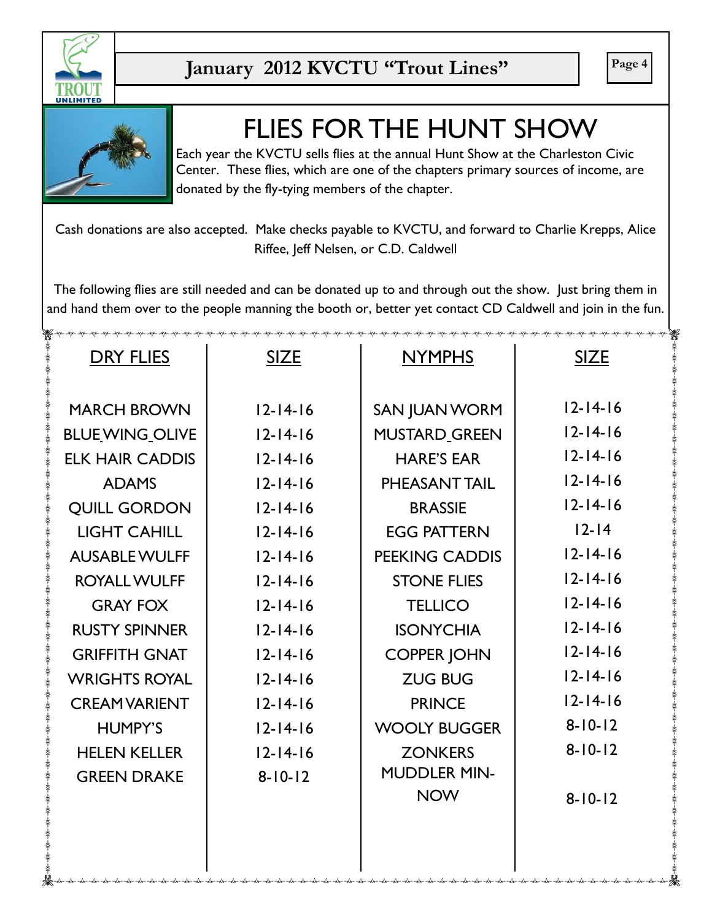# FLIES FOR THE HUNT SHOW

Each year the KVCTU sells flies at the annual Hunt Show at the Charleston Civic Center. These flies, which are one of the chapters primary sources of income, are donated by the fly-tying members of the chapter.

Cash donations are also accepted. Make checks payable to KVCTU, and forward to Charlie Krepps, Alice Riffee, Jeff Nelsen, or C.D. Caldwell

The following flies are still needed and can be donated up to and through out the show. Just bring them in and hand them over to the people manning the booth or, better yet contact CD Caldwell and join in the fun.

| DRY FLIES | SIZE | NYMPHS | SIZE |
|---|---|---|---|
| MARCH BROWN | 12-14-16 | SAN JUAN WORM | 12-14-16 |
| BLUE WING OLIVE | 12-14-16 | MUSTARD GREEN | 12-14-16 |
| ELK HAIR CADDIS | 12-14-16 | HARE'S EAR | 12-14-16 |
| ADAMS | 12-14-16 | PHEASANT TAIL | 12-14-16 |
| QUILL GORDON | 12-14-16 | BRASSIE | 12-14-16 |
| LIGHT CAHILL | 12-14-16 | EGG PATTERN | 12-14 |
| AUSABLE WULFF | 12-14-16 | PEEKING CADDIS | 12-14-16 |
| ROYALL WULFF | 12-14-16 | STONE FLIES | 12-14-16 |
| GRAY FOX | 12-14-16 | TELLICO | 12-14-16 |
| RUSTY SPINNER | 12-14-16 | ISONYCHIA | 12-14-16 |
| GRIFFITH GNAT | 12-14-16 | COPPER JOHN | 12-14-16 |
| WRIGHTS ROYAL | 12-14-16 | ZUG BUG | 12-14-16 |
| CREAM VARIENT | 12-14-16 | PRINCE | 12-14-16 |
| HUMPY'S | 12-14-16 | WOOLY BUGGER | 8-10-12 |
| HELEN KELLER | 12-14-16 | ZONKERS | 8-10-12 |
| GREEN DRAKE | 8-10-12 | MUDDLER MINNOW | 8-10-12 |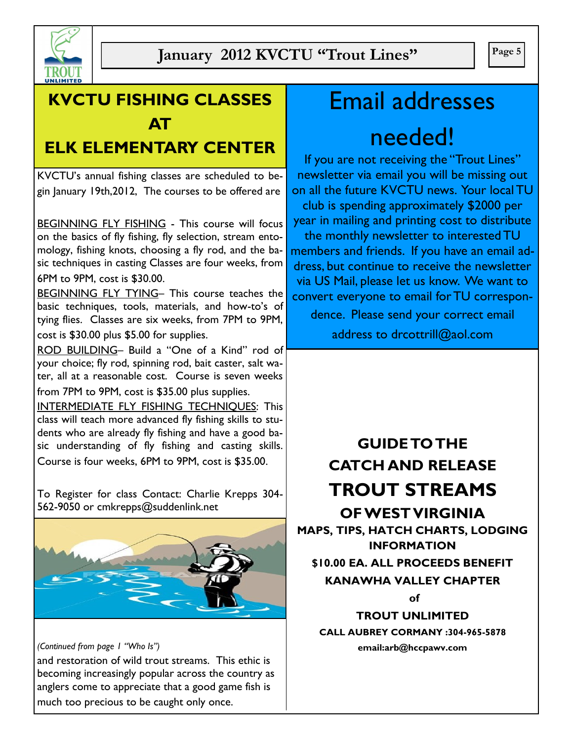# KVCTU FISHING CLASSES AT ELK ELEMENTARY CENTER

KVCTU's annual fishing classes are scheduled to begin January 19th,2012, The courses to be offered are

BEGINNING FLY FISHING - This course will focus on the basics of fly fishing, fly selection, stream entomology, fishing knots, choosing a fly rod, and the basic techniques in casting Classes are four weeks, from 6PM to 9PM, cost is $30.00.

BEGINNING FLY TYING– This course teaches the basic techniques, tools, materials, and how-to's of tying flies. Classes are six weeks, from 7PM to 9PM, cost is $30.00 plus $5.00 for supplies.

ROD BUILDING– Build a "One of a Kind" rod of your choice; fly rod, spinning rod, bait caster, salt water, all at a reasonable cost. Course is seven weeks from 7PM to 9PM, cost is $35.00 plus supplies.

INTERMEDIATE FLY FISHING TECHNIQUES: This class will teach more advanced fly fishing skills to students who are already fly fishing and have a good basic understanding of fly fishing and casting skills. Course is four weeks, 6PM to 9PM, cost is $35.00.

To Register for class Contact: Charlie Krepps 304-562-9050 or cmkrepps@suddenlink.net

*(Continued from page 1 "Who Is")*

and restoration of wild trout streams. This ethic is becoming increasingly popular across the country as anglers come to appreciate that a good game fish is much too precious to be caught only once.

# Email addresses needed!

If you are not receiving the "Trout Lines" newsletter via email you will be missing out on all the future KVCTU news. Your local TU club is spending approximately $2000 per year in mailing and printing cost to distribute the monthly newsletter to interested TU members and friends. If you have an email address, but continue to receive the newsletter via US Mail, please let us know. We want to convert everyone to email for TU correspondence. Please send your correct email address to drcottrill@aol.com

## GUIDE TO THE CATCH AND RELEASE TROUT STREAMS OF WEST VIRGINIA

**MAPS, TIPS, HATCH CHARTS, LODGING INFORMATION**

**$10.00 EA. ALL PROCEEDS BENEFIT KANAWHA VALLEY CHAPTER of TROUT UNLIMITED**

**CALL AUBREY CORMANY :304-965-5878**

**email:arb@hccpawv.com**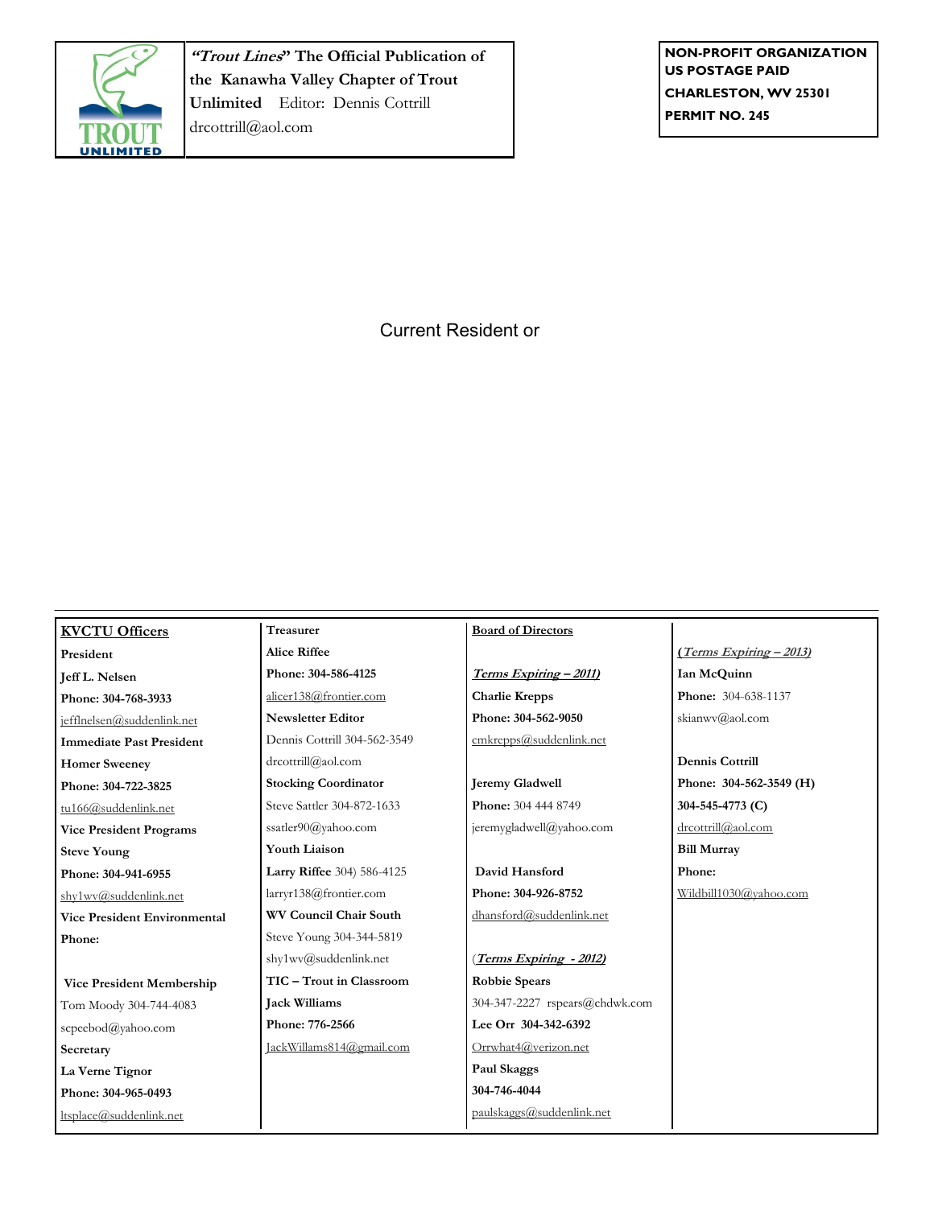***"Trout Lines"* The Official Publication of the Kanawha Valley Chapter of Trout Unlimited** Editor: Dennis Cottrill
drcottrill@aol.com

**NON-PROFIT ORGANIZATION**
**US POSTAGE PAID**
**CHARLESTON, WV 25301**
**PERMIT NO. 245**

Current Resident or

**KVCTU Officers**

**President**
**Jeff L. Nelsen**
**Phone: 304-768-3933**
jefflnelsen@suddenlink.net

**Immediate Past President**
**Homer Sweeney**
**Phone: 304-722-3825**
tu166@suddenlink.net

**Vice President Programs**
**Steve Young**
**Phone: 304-941-6955**
shy1wv@suddenlink.net

**Vice President Environmental**
**Phone:**

**Vice President Membership**
Tom Moody 304-744-4083
scpeebod@yahoo.com

**Secretary**
**La Verne Tignor**
**Phone: 304-965-0493**
ltsplace@suddenlink.net

**Treasurer**
**Alice Riffee**
**Phone: 304-586-4125**
alicer138@frontier.com

**Newsletter Editor**
Dennis Cottrill 304-562-3549
drcottrill@aol.com

**Stocking Coordinator**
Steve Sattler 304-872-1633
ssatler90@yahoo.com

**Youth Liaison**
**Larry Riffee** 304) 586-4125
larryr138@frontier.com

**WV Council Chair South**
Steve Young 304-344-5819
shy1wv@suddenlink.net

**TIC – Trout in Classroom**
**Jack Williams**
**Phone: 776-2566**
JackWillams814@gmail.com

**Board of Directors**

***Terms Expiring – 2011)***

**Charlie Krepps**
**Phone: 304-562-9050**
cmkrepps@suddenlink.net

**Jeremy Gladwell**
**Phone:** 304 444 8749
jeremygladwell@yahoo.com

**David Hansford**
**Phone: 304-926-8752**
dhansford@suddenlink.net

(***Terms Expiring - 2012)***

**Robbie Spears**
304-347-2227 rspears@chdwk.com

**Lee Orr 304-342-6392**
Orrwhat4@verizon.net

**Paul Skaggs**
**304-746-4044**
paulskaggs@suddenlink.net

**(*Terms Expiring – 2013)***

**Ian McQuinn**
**Phone:** 304-638-1137
skianwv@aol.com

**Dennis Cottrill**
**Phone: 304-562-3549 (H)**
**304-545-4773 (C)**
drcottrill@aol.com

**Bill Murray**
**Phone:**
Wildbill1030@yahoo.com